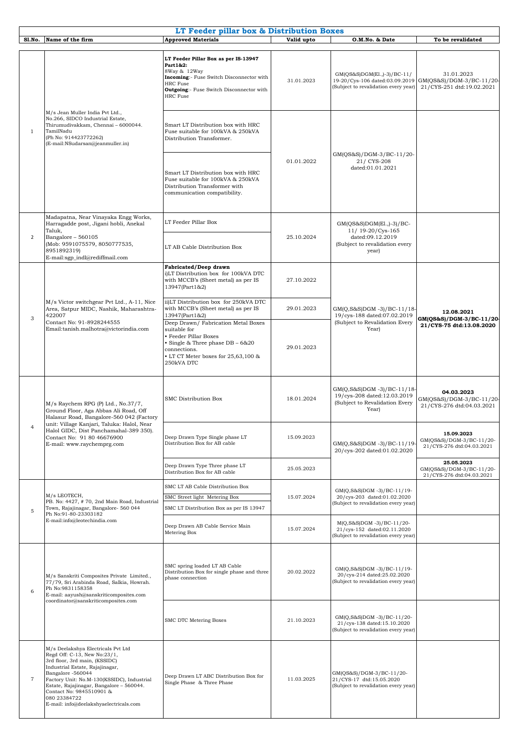## LT Feeder pillar box & Distribution Boxes

| Sl.No. | Name of the firm | Approved Materials | Valid upto | O.M.No. & Date | To be revalidated |
|---|---|---|---|---|---|
| 1 | M/s Jean Muller India Pvt Ltd., No.266, SIDCO Industrial Estate, Thirumudivakkam, Chennai – 6000044. TamilNadu (Ph No: 914423772262) (E-mail:NSudarsan@jeanmuller.in) | **LT Feeder Pillar Box as per IS-13947 Part1&2:** 8Way & 12Way **Incoming**:- Fuse Switch Disconnector with HRC Fuse **Outgoing**:- Fuse Switch Disconnector with HRC Fuse | 31.01.2023 | GM(QS&S)DGM(El.,)-3)/BC-11/ 19-20/Cys-106 dated:03.09.2019 (Subject to revalidation every year) | 31.01.2023 GM(QS&S)/DGM-3/BC-11/20-21/CYS-251 dtd:19.02.2021 |
| | | Smart LT Distribution box with HRC Fuse suitable for 100kVA & 250kVA Distribution Transformer. | 01.01.2022 | GM(QS&S)/DGM-3/BC-11/20-21/ CYS-208 dated:01.01.2021 | |
| | | Smart LT Distribution box with HRC Fuse suitable for 100kVA & 250kVA Distribution Transformer with communication compatibility. | | | |
| 2 | Madapatna, Near Vinayaka Engg Works, Harragadde post, Jigani hobli, Anekal Taluk, Bangalore – 560105 (Mob: 9591075579, 8050777535, 8951892319) E-mail:sgp_indl@rediffmail.com | LT Feeder Pillar Box | 25.10.2024 | GM(QS&S)DGM(El.,)-3)/BC-11/ 19-20/Cys-165 dated:09.12.2019 (Subject to revalidation every year) | |
| | | LT AB Cable Distribution Box | | | |
| 3 | M/s Victor switchgear Pvt Ltd., A-11, Nice Area, Satpur MIDC, Nashik, Maharashtra-422007 Contact No: 91-8928244555 Email:tanish.malhotra@victorindia.com | **Fabricated/Deep drawn** i)LT Distribution box for 100kVA DTC with MCCB's (Sheet metal) as per IS 13947(Part1&2) | 27.10.2022 | GM(Q,S&S)DGM -3)/BC-11/18-19/cys-188 dated:07.02.2019 (Subject to Revalidation Every Year) | **12.08.2021 GM(QS&S)/DGM-3/BC-11/20-21/CYS-75 dtd:13.08.2020** |
| | | ii)LT Distribution box for 250kVA DTC with MCCB's (Sheet metal) as per IS 13947(Part1&2) | 29.01.2023 | | |
| | | Deep Drawn/ Fabrication Metal Boxes suitable for • Feeder Pillar Boxes • Single & Three phase DB – 6&20 connections. • LT CT Meter boxes for 25,63,100 & 250kVA DTC | 29.01.2023 | | |
| 4 | M/s Raychem RPG (P) Ltd., No.37/7, Ground Floor, Aga Abbas Ali Road, Off Halasur Road, Bangalore-560 042 (Factory unit: Village Kanjari, Taluka: Halol, Near Halol GIDC, Dist Panchamahal-389 350). Contact No: 91 80 46676900 E-mail: www.raychemprg.com | SMC Distribution Box | 18.01.2024 | GM(Q,S&S)DGM -3)/BC-11/18-19/cys-208 dated:12.03.2019 (Subject to Revalidation Every Year) | **04.03.2023** GM(QS&S)/DGM-3/BC-11/20-21/CYS-276 dtd:04.03.2021 |
| | | Deep Drawn Type Single phase LT Distribution Box for AB cable | 15.09.2023 | GM(Q,S&S)DGM -3)/BC-11/19-20/cys-202 dated:01.02.2020 | **15.09.2023** GM(QS&S)/DGM-3/BC-11/20-21/CYS-276 dtd:04.03.2021 |
| | | Deep Drawn Type Three phase LT Distribution Box for AB cable | 25.05.2023 | | **25.05.2023** GM(QS&S)/DGM-3/BC-11/20-21/CYS-276 dtd:04.03.2021 |
| 5 | M/s LEOTECH, PB. No: 4427, # 70, 2nd Main Road, Industrial Town, Rajajinagar, Bangalore- 560 044 Ph No:91-80-23303182 E-mail:info@leotechindia.com | SMC LT AB Cable Distribution Box | 15.07.2024 | GM(Q,S&S)DGM -3)/BC-11/19-20/cys-203 dated:01.02.2020 (Subject to revalidation every year) | |
| | | SMC Street light Metering Box | | | |
| | | SMC LT Distribution Box as per IS 13947 | | | |
| | | Deep Drawn AB Cable Service Main Metering Box | 15.07.2024 | M(Q,S&S)DGM -3)/BC-11/20-21/cys-152 dated:02.11.2020 (Subject to revalidation every year) | |
| 6 | M/s Sanskriti Composites Private Limited., 77/79, Sri Arabinda Road, Salkia, Howrah. Ph No:9831158358 E-mail: aayush@sanskriticomposites.com coordinator@sanskriticomposites.com | SMC spring loaded LT AB Cable Distribution Box for single phase and three phase connection | 20.02.2022 | GM(Q,S&S)DGM -3)/BC-11/19-20/cys-214 dated:25.02.2020 (Subject to revalidation every year) | |
| | | SMC DTC Metering Boxes | 21.10.2023 | GM(Q,S&S)DGM -3)/BC-11/20-21/cys-138 dated:15.10.2020 (Subject to revalidation every year) | |
| 7 | M/s Deelakshya Electricals Pvt Ltd Regd Off: C-13, New No:23/1, 3rd floor, 3rd main, (KSSIDC) Industrial Estate, Rajajinagar, Bangalore -560044 Factory Unit: No.M-130(KSSIDC), Industrial Estate, Rajajinagar, Bangalore – 560044. Contact No: 9845510901 & 080 23384722 E-mail: info@deelakshyaelectricals.com | Deep Drawn LT ABC Distribution Box for Single Phase & Three Phase | 11.03.2025 | GM(QS&S)/DGM-3/BC-11/20-21/CYS-17 dtd:15.05.2020 (Subject to revalidation every year) | |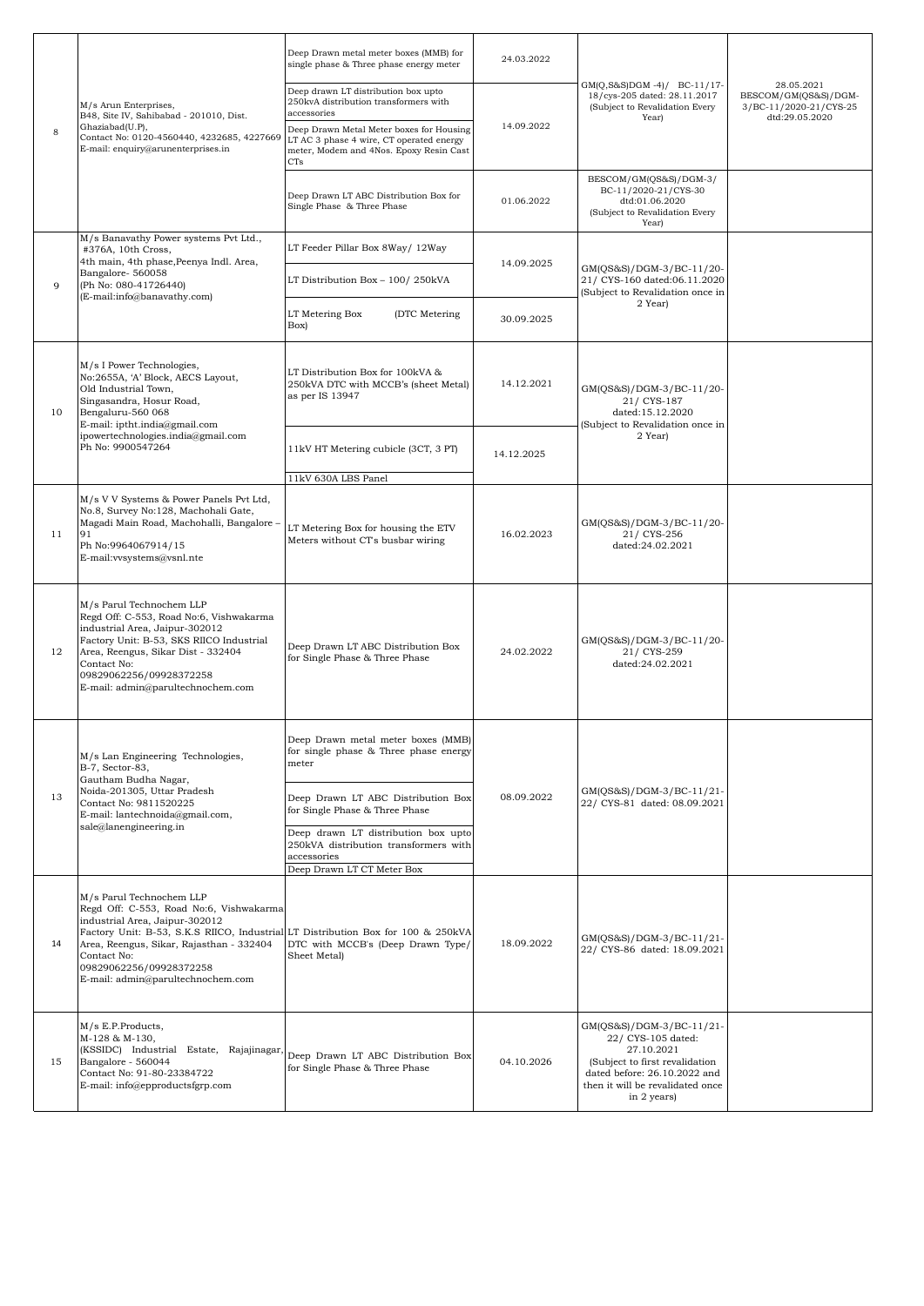| | | | | | |
|---|---|---|---|---|---|
| 8 | M/s Arun Enterprises, B48, Site IV, Sahibabad - 201010, Dist. Ghaziabad(U.P), Contact No: 0120-4560440, 4232685, 4227669 E-mail: enquiry@arunenterprises.in | Deep Drawn metal meter boxes (MMB) for single phase & Three phase energy meter | 24.03.2022 | GM(Q,S&S)DGM -4)/ BC-11/17-18/cys-205 dated: 28.11.2017 (Subject to Revalidation Every Year) | 28.05.2021 BESCOM/GM(QS&S)/DGM-3/BC-11/2020-21/CYS-25 dtd:29.05.2020 |
| | | Deep drawn LT distribution box upto 250kvA distribution transformers with accessories | 14.09.2022 | | |
| | | Deep Drawn Metal Meter boxes for Housing LT AC 3 phase 4 wire, CT operated energy meter, Modem and 4Nos. Epoxy Resin Cast CTs | | | |
| | | Deep Drawn LT ABC Distribution Box for Single Phase & Three Phase | 01.06.2022 | BESCOM/GM(QS&S)/DGM-3/ BC-11/2020-21/CYS-30 dtd:01.06.2020 (Subject to Revalidation Every Year) | |
| 9 | M/s Banavathy Power systems Pvt Ltd., #376A, 10th Cross, 4th main, 4th phase,Peenya Indl. Area, Bangalore- 560058 (Ph No: 080-41726440) (E-mail:info@banavathy.com) | LT Feeder Pillar Box 8Way/ 12Way | 14.09.2025 | GM(QS&S)/DGM-3/BC-11/20-21/ CYS-160 dated:06.11.2020 (Subject to Revalidation once in 2 Year) | |
| | | LT Distribution Box – 100/ 250kVA | | | |
| | | LT Metering Box (DTC Metering Box) | 30.09.2025 | | |
| 10 | M/s I Power Technologies, No:2655A, 'A' Block, AECS Layout, Old Industrial Town, Singasandra, Hosur Road, Bengaluru-560 068 E-mail: iptht.india@gmail.com ipowertechnologies.india@gmail.com Ph No: 9900547264 | LT Distribution Box for 100kVA & 250kVA DTC with MCCB's (sheet Metal) as per IS 13947 | 14.12.2021 | GM(QS&S)/DGM-3/BC-11/20-21/ CYS-187 dated:15.12.2020 (Subject to Revalidation once in 2 Year) | |
| | | 11kV HT Metering cubicle (3CT, 3 PT) | 14.12.2025 | | |
| | | 11kV 630A LBS Panel | | | |
| 11 | M/s V V Systems & Power Panels Pvt Ltd, No.8, Survey No:128, Machohali Gate, Magadi Main Road, Machohalli, Bangalore – 91 Ph No:9964067914/15 E-mail:vvsystems@vsnl.nte | LT Metering Box for housing the ETV Meters without CT's busbar wiring | 16.02.2023 | GM(QS&S)/DGM-3/BC-11/20-21/ CYS-256 dated:24.02.2021 | |
| 12 | M/s Parul Technochem LLP Regd Off: C-553, Road No:6, Vishwakarma industrial Area, Jaipur-302012 Factory Unit: B-53, SKS RIICO Industrial Area, Reengus, Sikar Dist - 332404 Contact No: 09829062256/09928372258 E-mail: admin@parultechnochem.com | Deep Drawn LT ABC Distribution Box for Single Phase & Three Phase | 24.02.2022 | GM(QS&S)/DGM-3/BC-11/20-21/ CYS-259 dated:24.02.2021 | |
| 13 | M/s Lan Engineering Technologies, B-7, Sector-83, Gautham Budha Nagar, Noida-201305, Uttar Pradesh Contact No: 9811520225 E-mail: lantechnoida@gmail.com, sale@lanengineering.in | Deep Drawn metal meter boxes (MMB) for single phase & Three phase energy meter | 08.09.2022 | GM(QS&S)/DGM-3/BC-11/21-22/ CYS-81 dated: 08.09.2021 | |
| | | Deep Drawn LT ABC Distribution Box for Single Phase & Three Phase | | | |
| | | Deep drawn LT distribution box upto 250kVA distribution transformers with accessories | | | |
| | | Deep Drawn LT CT Meter Box | | | |
| 14 | M/s Parul Technochem LLP Regd Off: C-553, Road No:6, Vishwakarma industrial Area, Jaipur-302012 Factory Unit: B-53, S.K.S RIICO, Industrial Area, Reengus, Sikar, Rajasthan - 332404 Contact No: 09829062256/09928372258 E-mail: admin@parultechnochem.com | LT Distribution Box for 100 & 250kVA DTC with MCCB's (Deep Drawn Type/ Sheet Metal) | 18.09.2022 | GM(QS&S)/DGM-3/BC-11/21-22/ CYS-86 dated: 18.09.2021 | |
| 15 | M/s E.P.Products, M-128 & M-130, (KSSIDC) Industrial Estate, Rajajinagar, Bangalore - 560044 Contact No: 91-80-23384722 E-mail: info@epproductsfgrp.com | Deep Drawn LT ABC Distribution Box for Single Phase & Three Phase | 04.10.2026 | GM(QS&S)/DGM-3/BC-11/21-22/ CYS-105 dated: 27.10.2021 (Subject to first revalidation dated before: 26.10.2022 and then it will be revalidated once in 2 years) | |